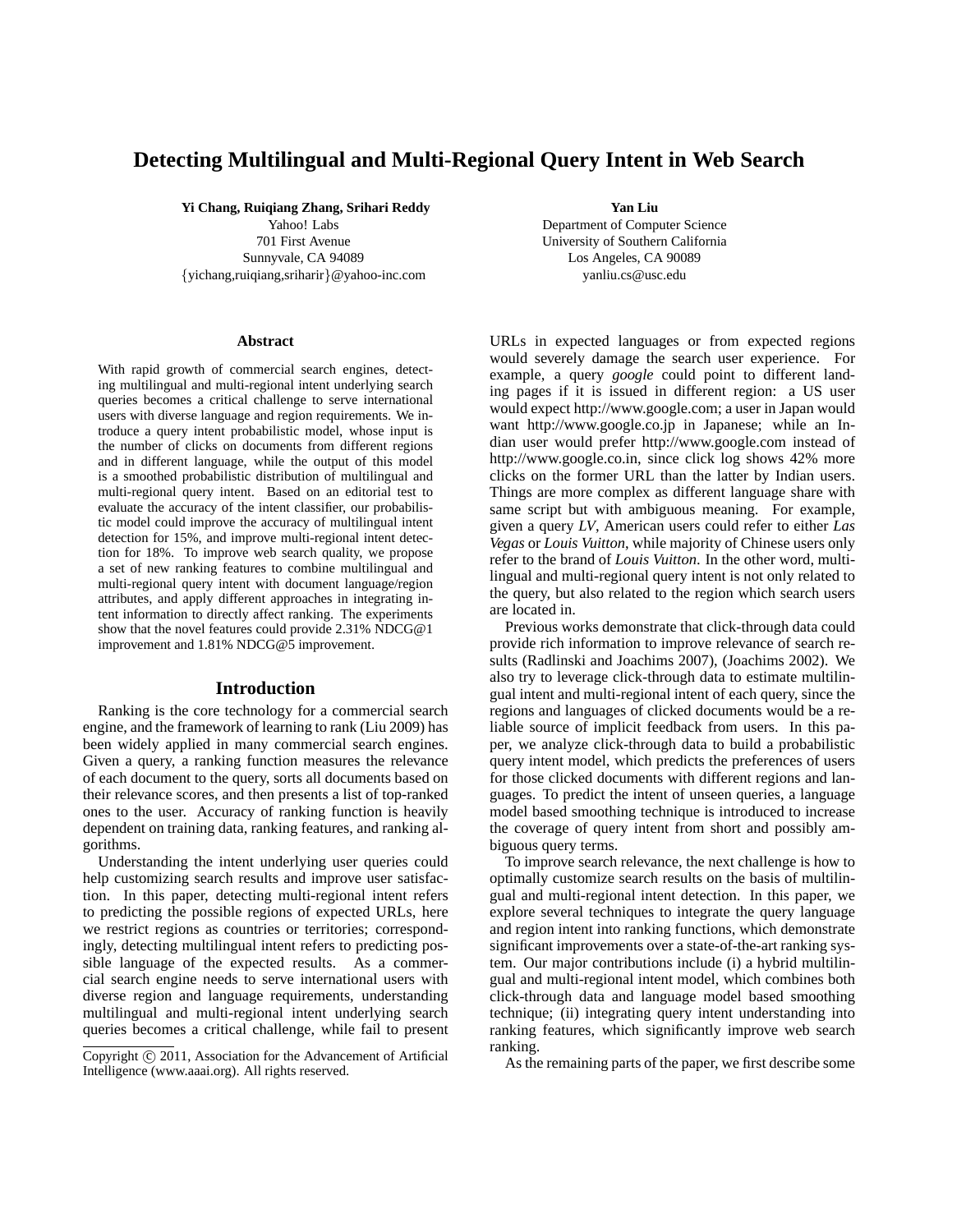# Detecting Multilingual and Multi-Regional Query Intent in Web Search

**Yi Chang, Ruiqiang Zhang, Srihari Reddy**
Yahoo! Labs
701 First Avenue
Sunnyvale, CA 94089
{yichang,ruiqiang,sriharir}@yahoo-inc.com

**Yan Liu**
Department of Computer Science
University of Southern California
Los Angeles, CA 90089
yanliu.cs@usc.edu

### Abstract

With rapid growth of commercial search engines, detecting multilingual and multi-regional intent underlying search queries becomes a critical challenge to serve international users with diverse language and region requirements. We introduce a query intent probabilistic model, whose input is the number of clicks on documents from different regions and in different language, while the output of this model is a smoothed probabilistic distribution of multilingual and multi-regional query intent. Based on an editorial test to evaluate the accuracy of the intent classifier, our probabilistic model could improve the accuracy of multilingual intent detection for 15%, and improve multi-regional intent detection for 18%. To improve web search quality, we propose a set of new ranking features to combine multilingual and multi-regional query intent with document language/region attributes, and apply different approaches in integrating intent information to directly affect ranking. The experiments show that the novel features could provide 2.31% NDCG@1 improvement and 1.81% NDCG@5 improvement.

## Introduction

Ranking is the core technology for a commercial search engine, and the framework of learning to rank (Liu 2009) has been widely applied in many commercial search engines. Given a query, a ranking function measures the relevance of each document to the query, sorts all documents based on their relevance scores, and then presents a list of top-ranked ones to the user. Accuracy of ranking function is heavily dependent on training data, ranking features, and ranking algorithms.

Understanding the intent underlying user queries could help customizing search results and improve user satisfaction. In this paper, detecting multi-regional intent refers to predicting the possible regions of expected URLs, here we restrict regions as countries or territories; correspondingly, detecting multilingual intent refers to predicting possible language of the expected results. As a commercial search engine needs to serve international users with diverse region and language requirements, understanding multilingual and multi-regional intent underlying search queries becomes a critical challenge, while fail to present URLs in expected languages or from expected regions would severely damage the search user experience. For example, a query *google* could point to different landing pages if it is issued in different region: a US user would expect http://www.google.com; a user in Japan would want http://www.google.co.jp in Japanese; while an Indian user would prefer http://www.google.com instead of http://www.google.co.in, since click log shows 42% more clicks on the former URL than the latter by Indian users. Things are more complex as different language share with same script but with ambiguous meaning. For example, given a query *LV*, American users could refer to either *Las Vegas* or *Louis Vuitton*, while majority of Chinese users only refer to the brand of *Louis Vuitton*. In the other word, multilingual and multi-regional query intent is not only related to the query, but also related to the region which search users are located in.

Previous works demonstrate that click-through data could provide rich information to improve relevance of search results (Radlinski and Joachims 2007), (Joachims 2002). We also try to leverage click-through data to estimate multilingual intent and multi-regional intent of each query, since the regions and languages of clicked documents would be a reliable source of implicit feedback from users. In this paper, we analyze click-through data to build a probabilistic query intent model, which predicts the preferences of users for those clicked documents with different regions and languages. To predict the intent of unseen queries, a language model based smoothing technique is introduced to increase the coverage of query intent from short and possibly ambiguous query terms.

To improve search relevance, the next challenge is how to optimally customize search results on the basis of multilingual and multi-regional intent detection. In this paper, we explore several techniques to integrate the query language and region intent into ranking functions, which demonstrate significant improvements over a state-of-the-art ranking system. Our major contributions include (i) a hybrid multilingual and multi-regional intent model, which combines both click-through data and language model based smoothing technique; (ii) integrating query intent understanding into ranking features, which significantly improve web search ranking.

As the remaining parts of the paper, we first describe some

Copyright © 2011, Association for the Advancement of Artificial Intelligence (www.aaai.org). All rights reserved.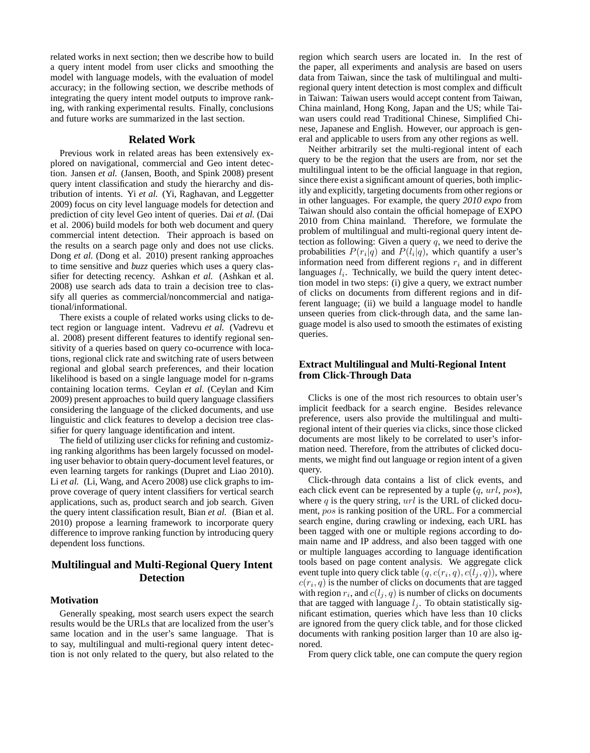related works in next section; then we describe how to build a query intent model from user clicks and smoothing the model with language models, with the evaluation of model accuracy; in the following section, we describe methods of integrating the query intent model outputs to improve ranking, with ranking experimental results. Finally, conclusions and future works are summarized in the last section.

## Related Work

Previous work in related areas has been extensively explored on navigational, commercial and Geo intent detection. Jansen *et al.* (Jansen, Booth, and Spink 2008) present query intent classification and study the hierarchy and distribution of intents. Yi *et al.* (Yi, Raghavan, and Leggetter 2009) focus on city level language models for detection and prediction of city level Geo intent of queries. Dai *et al.* (Dai et al. 2006) build models for both web document and query commercial intent detection. Their approach is based on the results on a search page only and does not use clicks. Dong *et al.* (Dong et al. 2010) present ranking approaches to time sensitive and *buzz* queries which uses a query classifier for detecting recency. Ashkan *et al.* (Ashkan et al. 2008) use search ads data to train a decision tree to classify all queries as commercial/noncommercial and natigational/informational.

There exists a couple of related works using clicks to detect region or language intent. Vadrevu *et al.* (Vadrevu et al. 2008) present different features to identify regional sensitivity of a queries based on query co-ocurrence with locations, regional click rate and switching rate of users between regional and global search preferences, and their location likelihood is based on a single language model for n-grams containing location terms. Ceylan *et al.* (Ceylan and Kim 2009) present approaches to build query language classifiers considering the language of the clicked documents, and use linguistic and click features to develop a decision tree classifier for query language identification and intent.

The field of utilizing user clicks for refining and customizing ranking algorithms has been largely focussed on modeling user behavior to obtain query-document level features, or even learning targets for rankings (Dupret and Liao 2010). Li *et al.* (Li, Wang, and Acero 2008) use click graphs to improve coverage of query intent classifiers for vertical search applications, such as, product search and job search. Given the query intent classification result, Bian *et al.* (Bian et al. 2010) propose a learning framework to incorporate query difference to improve ranking function by introducing query dependent loss functions.

## Multilingual and Multi-Regional Query Intent Detection

### Motivation

Generally speaking, most search users expect the search results would be the URLs that are localized from the user's same location and in the user's same language. That is to say, multilingual and multi-regional query intent detection is not only related to the query, but also related to the region which search users are located in. In the rest of the paper, all experiments and analysis are based on users data from Taiwan, since the task of multilingual and multi-regional query intent detection is most complex and difficult in Taiwan: Taiwan users would accept content from Taiwan, China mainland, Hong Kong, Japan and the US; while Taiwan users could read Traditional Chinese, Simplified Chinese, Japanese and English. However, our approach is general and applicable to users from any other regions as well.

Neither arbitrarily set the multi-regional intent of each query to be the region that the users are from, nor set the multilingual intent to be the official language in that region, since there exist a significant amount of queries, both implicitly and explicitly, targeting documents from other regions or in other languages. For example, the query *2010 expo* from Taiwan should also contain the official homepage of EXPO 2010 from China mainland. Therefore, we formulate the problem of multilingual and multi-regional query intent detection as following: Given a query $q$, we need to derive the probabilities $P(r_i|q)$ and $P(l_i|q)$, which quantify a user's information need from different regions $r_i$ and in different languages $l_i$. Technically, we build the query intent detection model in two steps: (i) give a query, we extract number of clicks on documents from different regions and in different language; (ii) we build a language model to handle unseen queries from click-through data, and the same language model is also used to smooth the estimates of existing queries.

### Extract Multilingual and Multi-Regional Intent from Click-Through Data

Clicks is one of the most rich resources to obtain user's implicit feedback for a search engine. Besides relevance preference, users also provide the multilingual and multi-regional intent of their queries via clicks, since those clicked documents are most likely to be correlated to user's information need. Therefore, from the attributes of clicked documents, we might find out language or region intent of a given query.

Click-through data contains a list of click events, and each click event can be represented by a tuple ($q$, $url$, $pos$), where $q$ is the query string, $url$ is the URL of clicked document, $pos$ is ranking position of the URL. For a commercial search engine, during crawling or indexing, each URL has been tagged with one or multiple regions according to domain name and IP address, and also been tagged with one or multiple languages according to language identification tools based on page content analysis. We aggregate click event tuple into query click table $(q, c(r_i, q), c(l_j, q))$, where $c(r_i, q)$ is the number of clicks on documents that are tagged with region $r_i$, and $c(l_j, q)$ is number of clicks on documents that are tagged with language $l_j$. To obtain statistically significant estimation, queries which have less than 10 clicks are ignored from the query click table, and for those clicked documents with ranking position larger than 10 are also ignored.

From query click table, one can compute the query region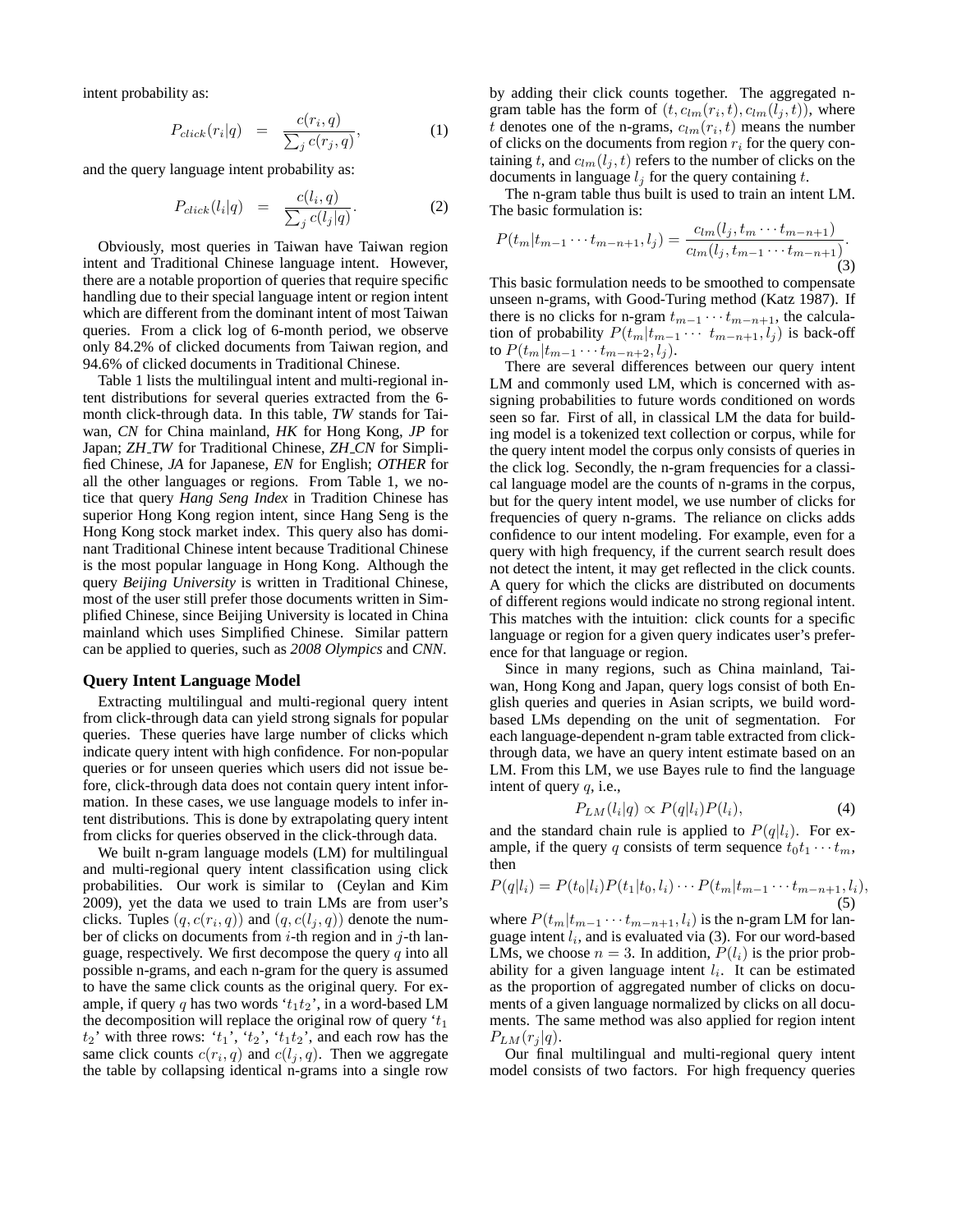intent probability as:

$$P_{click}(r_i|q) \quad = \quad \frac{c(r_i, q)}{\sum_j c(r_j, q)}, \tag{1}$$

and the query language intent probability as:

$$P_{click}(l_i|q) \quad = \quad \frac{c(l_i, q)}{\sum_j c(l_j|q)}. \tag{2}$$

Obviously, most queries in Taiwan have Taiwan region intent and Traditional Chinese language intent. However, there are a notable proportion of queries that require specific handling due to their special language intent or region intent which are different from the dominant intent of most Taiwan queries. From a click log of 6-month period, we observe only 84.2% of clicked documents from Taiwan region, and 94.6% of clicked documents in Traditional Chinese.

Table 1 lists the multilingual intent and multi-regional intent distributions for several queries extracted from the 6-month click-through data. In this table, *TW* stands for Taiwan, *CN* for China mainland, *HK* for Hong Kong, *JP* for Japan; *ZH_TW* for Traditional Chinese, *ZH_CN* for Simplified Chinese, *JA* for Japanese, *EN* for English; *OTHER* for all the other languages or regions. From Table 1, we notice that query *Hang Seng Index* in Tradition Chinese has superior Hong Kong region intent, since Hang Seng is the Hong Kong stock market index. This query also has dominant Traditional Chinese intent because Traditional Chinese is the most popular language in Hong Kong. Although the query *Beijing University* is written in Traditional Chinese, most of the user still prefer those documents written in Simplified Chinese, since Beijing University is located in China mainland which uses Simplified Chinese. Similar pattern can be applied to queries, such as *2008 Olympics* and *CNN*.

## Query Intent Language Model

Extracting multilingual and multi-regional query intent from click-through data can yield strong signals for popular queries. These queries have large number of clicks which indicate query intent with high confidence. For non-popular queries or for unseen queries which users did not issue before, click-through data does not contain query intent information. In these cases, we use language models to infer intent distributions. This is done by extrapolating query intent from clicks for queries observed in the click-through data.

We built n-gram language models (LM) for multilingual and multi-regional query intent classification using click probabilities. Our work is similar to (Ceylan and Kim 2009), yet the data we used to train LMs are from user's clicks. Tuples $(q, c(r_i, q))$ and $(q, c(l_j, q))$ denote the number of clicks on documents from $i$-th region and in $j$-th language, respectively. We first decompose the query $q$ into all possible n-grams, and each n-gram for the query is assumed to have the same click counts as the original query. For example, if query $q$ has two words '$t_1 t_2$', in a word-based LM the decomposition will replace the original row of query '$t_1$ $t_2$' with three rows: '$t_1$', '$t_2$', '$t_1 t_2$', and each row has the same click counts $c(r_i, q)$ and $c(l_j, q)$. Then we aggregate the table by collapsing identical n-grams into a single row by adding their click counts together. The aggregated n-gram table has the form of $(t, c_{lm}(r_i, t), c_{lm}(l_j, t))$, where $t$ denotes one of the n-grams, $c_{lm}(r_i, t)$ means the number of clicks on the documents from region $r_i$ for the query containing $t$, and $c_{lm}(l_j, t)$ refers to the number of clicks on the documents in language $l_j$ for the query containing $t$.

The n-gram table thus built is used to train an intent LM. The basic formulation is:

$$P(t_m|t_{m-1} \cdots t_{m-n+1}, l_j) = \frac{c_{lm}(l_j, t_m \cdots t_{m-n+1})}{c_{lm}(l_j, t_{m-1} \cdots t_{m-n+1})}. \tag{3}$$

This basic formulation needs to be smoothed to compensate unseen n-grams, with Good-Turing method (Katz 1987). If there is no clicks for n-gram $t_{m-1} \cdots t_{m-n+1}$, the calculation of probability $P(t_m|t_{m-1} \cdots \; t_{m-n+1}, l_j)$ is back-off to $P(t_m|t_{m-1} \cdots t_{m-n+2}, l_j)$.

There are several differences between our query intent LM and commonly used LM, which is concerned with assigning probabilities to future words conditioned on words seen so far. First of all, in classical LM the data for building model is a tokenized text collection or corpus, while for the query intent model the corpus only consists of queries in the click log. Secondly, the n-gram frequencies for a classical language model are the counts of n-grams in the corpus, but for the query intent model, we use number of clicks for frequencies of query n-grams. The reliance on clicks adds confidence to our intent modeling. For example, even for a query with high frequency, if the current search result does not detect the intent, it may get reflected in the click counts. A query for which the clicks are distributed on documents of different regions would indicate no strong regional intent. This matches with the intuition: click counts for a specific language or region for a given query indicates user's preference for that language or region.

Since in many regions, such as China mainland, Taiwan, Hong Kong and Japan, query logs consist of both English queries and queries in Asian scripts, we build word-based LMs depending on the unit of segmentation. For each language-dependent n-gram table extracted from click-through data, we have an query intent estimate based on an LM. From this LM, we use Bayes rule to find the language intent of query $q$, i.e.,

$$P_{LM}(l_i|q) \propto P(q|l_i)P(l_i), \tag{4}$$

and the standard chain rule is applied to $P(q|l_i)$. For example, if the query $q$ consists of term sequence $t_0 t_1 \cdots t_m$, then

$$P(q|l_i) = P(t_0|l_i)P(t_1|t_0, l_i) \cdots P(t_m|t_{m-1} \cdots t_{m-n+1}, l_i), \tag{5}$$

where $P(t_m|t_{m-1} \cdots t_{m-n+1}, l_i)$ is the n-gram LM for language intent $l_i$, and is evaluated via (3). For our word-based LMs, we choose $n = 3$. In addition, $P(l_i)$ is the prior probability for a given language intent $l_i$. It can be estimated as the proportion of aggregated number of clicks on documents of a given language normalized by clicks on all documents. The same method was also applied for region intent $P_{LM}(r_j|q)$.

Our final multilingual and multi-regional query intent model consists of two factors. For high frequency queries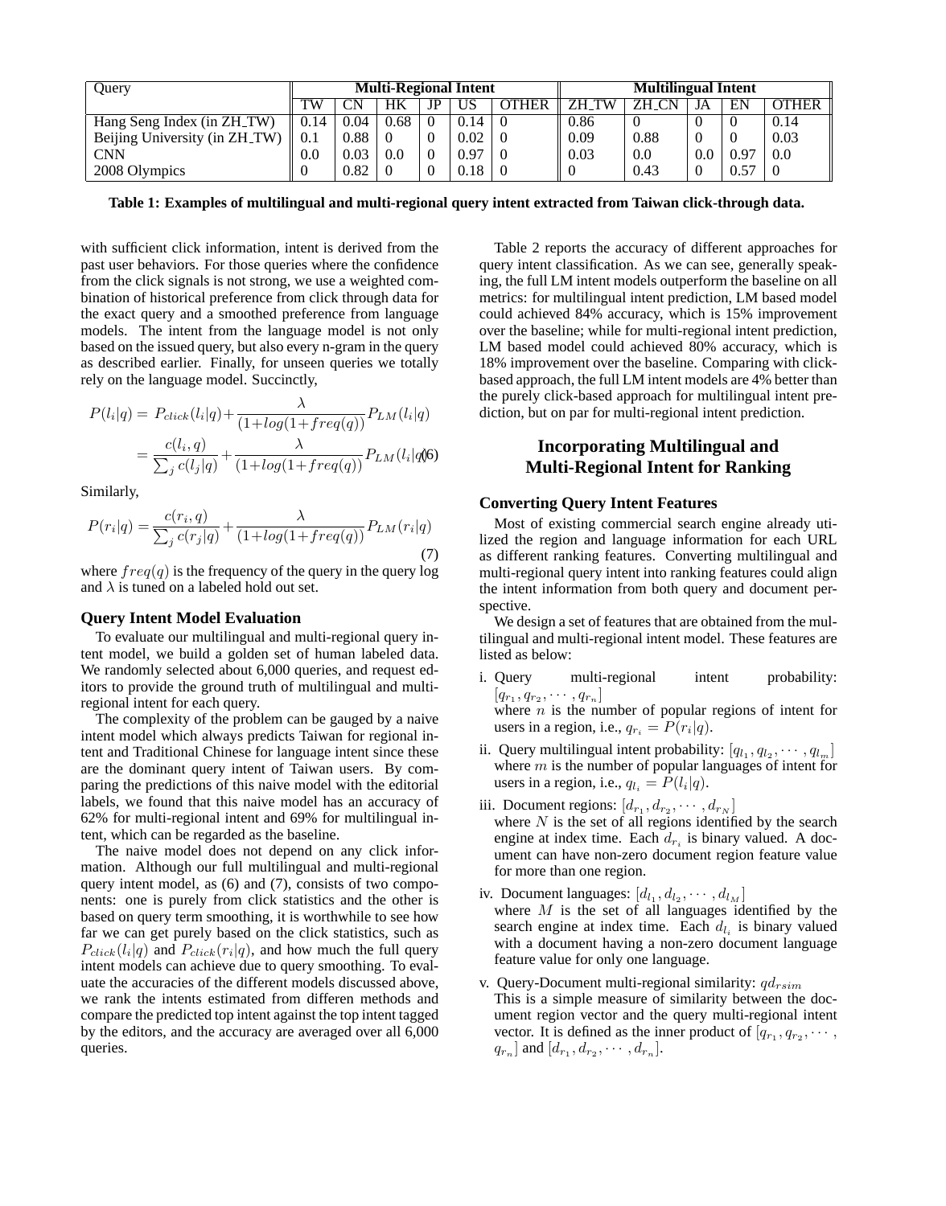| Query | Multi-Regional Intent | | | | | | Multilingual Intent | | | | |
|---|---|---|---|---|---|---|---|---|---|---|---|
| | TW | CN | HK | JP | US | OTHER | ZH_TW | ZH_CN | JA | EN | OTHER |
| Hang Seng Index (in ZH_TW) | 0.14 | 0.04 | 0.68 | 0 | 0.14 | 0 | 0.86 | 0 | 0 | 0 | 0.14 |
| Beijing University (in ZH_TW) | 0.1 | 0.88 | 0 | 0 | 0.02 | 0 | 0.09 | 0.88 | 0 | 0 | 0.03 |
| CNN | 0.0 | 0.03 | 0.0 | 0 | 0.97 | 0 | 0.03 | 0.0 | 0.0 | 0.97 | 0.0 |
| 2008 Olympics | 0 | 0.82 | 0 | 0 | 0.18 | 0 | 0 | 0.43 | 0 | 0.57 | 0 |

**Table 1: Examples of multilingual and multi-regional query intent extracted from Taiwan click-through data.**

with sufficient click information, intent is derived from the past user behaviors. For those queries where the confidence from the click signals is not strong, we use a weighted combination of historical preference from click through data for the exact query and a smoothed preference from language models. The intent from the language model is not only based on the issued query, but also every n-gram in the query as described earlier. Finally, for unseen queries we totally rely on the language model. Succinctly,

$$P(l_i|q) = P_{click}(l_i|q) + \frac{\lambda}{(1+log(1+freq(q))} P_{LM}(l_i|q)$$
$$= \frac{c(l_i,q)}{\sum_j c(l_j|q)} + \frac{\lambda}{(1+log(1+freq(q))} P_{LM}(l_i|q) \quad (6)$$

Similarly,

$$P(r_i|q) = \frac{c(r_i,q)}{\sum_j c(r_j|q)} + \frac{\lambda}{(1+log(1+freq(q))} P_{LM}(r_i|q) \quad (7)$$

where $freq(q)$ is the frequency of the query in the query log and $\lambda$ is tuned on a labeled hold out set.

### Query Intent Model Evaluation

To evaluate our multilingual and multi-regional query intent model, we build a golden set of human labeled data. We randomly selected about 6,000 queries, and request editors to provide the ground truth of multilingual and multi-regional intent for each query.

The complexity of the problem can be gauged by a naive intent model which always predicts Taiwan for regional intent and Traditional Chinese for language intent since these are the dominant query intent of Taiwan users. By comparing the predictions of this naive model with the editorial labels, we found that this naive model has an accuracy of 62% for multi-regional intent and 69% for multilingual intent, which can be regarded as the baseline.

The naive model does not depend on any click information. Although our full multilingual and multi-regional query intent model, as (6) and (7), consists of two components: one is purely from click statistics and the other is based on query term smoothing, it is worthwhile to see how far we can get purely based on the click statistics, such as $P_{click}(l_i|q)$ and $P_{click}(r_i|q)$, and how much the full query intent models can achieve due to query smoothing. To evaluate the accuracies of the different models discussed above, we rank the intents estimated from differen methods and compare the predicted top intent against the top intent tagged by the editors, and the accuracy are averaged over all 6,000 queries.

Table 2 reports the accuracy of different approaches for query intent classification. As we can see, generally speaking, the full LM intent models outperform the baseline on all metrics: for multilingual intent prediction, LM based model could achieved 84% accuracy, which is 15% improvement over the baseline; while for multi-regional intent prediction, LM based model could achieved 80% accuracy, which is 18% improvement over the baseline. Comparing with click-based approach, the full LM intent models are 4% better than the purely click-based approach for multilingual intent prediction, but on par for multi-regional intent prediction.

## Incorporating Multilingual and Multi-Regional Intent for Ranking

### Converting Query Intent Features

Most of existing commercial search engine already utilized the region and language information for each URL as different ranking features. Converting multilingual and multi-regional query intent into ranking features could align the intent information from both query and document perspective.

We design a set of features that are obtained from the multilingual and multi-regional intent model. These features are listed as below:

i. Query multi-regional intent probability: $[q_{r_1}, q_{r_2}, \cdots, q_{r_n}]$
where $n$ is the number of popular regions of intent for users in a region, i.e., $q_{r_i} = P(r_i|q)$.

ii. Query multilingual intent probability: $[q_{l_1}, q_{l_2}, \cdots, q_{l_m}]$
where $m$ is the number of popular languages of intent for users in a region, i.e., $q_{l_i} = P(l_i|q)$.

iii. Document regions: $[d_{r_1}, d_{r_2}, \cdots, d_{r_N}]$
where $N$ is the set of all regions identified by the search engine at index time. Each $d_{r_i}$ is binary valued. A document can have non-zero document region feature value for more than one region.

iv. Document languages: $[d_{l_1}, d_{l_2}, \cdots, d_{l_M}]$
where $M$ is the set of all languages identified by the search engine at index time. Each $d_{l_i}$ is binary valued with a document having a non-zero document language feature value for only one language.

v. Query-Document multi-regional similarity: $qd_{rsim}$
This is a simple measure of similarity between the document region vector and the query multi-regional intent vector. It is defined as the inner product of $[q_{r_1}, q_{r_2}, \cdots, q_{r_n}]$ and $[d_{r_1}, d_{r_2}, \cdots, d_{r_n}]$.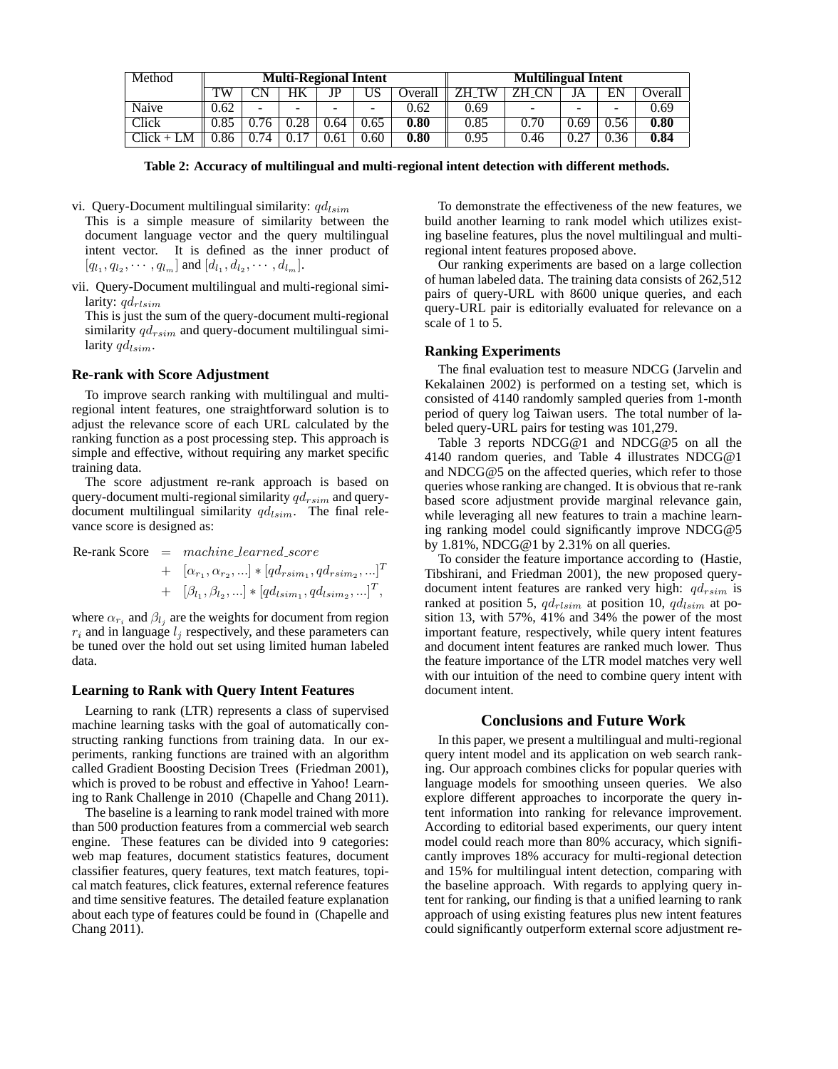| Method | Multi-Regional Intent | | | | | | Multilingual Intent | | | | |
|---|---|---|---|---|---|---|---|---|---|---|---|
| | TW | CN | HK | JP | US | Overall | ZH_TW | ZH_CN | JA | EN | Overall |
| Naive | 0.62 | - | - | - | - | 0.62 | 0.69 | - | - | - | 0.69 |
| Click | 0.85 | 0.76 | 0.28 | 0.64 | 0.65 | **0.80** | 0.85 | 0.70 | 0.69 | 0.56 | **0.80** |
| Click + LM | 0.86 | 0.74 | 0.17 | 0.61 | 0.60 | **0.80** | 0.95 | 0.46 | 0.27 | 0.36 | **0.84** |

**Table 2: Accuracy of multilingual and multi-regional intent detection with different methods.**

vi. Query-Document multilingual similarity: $qd_{lsim}$

This is a simple measure of similarity between the document language vector and the query multilingual intent vector. It is defined as the inner product of $[q_{l_1}, q_{l_2}, \cdots, q_{l_m}]$ and $[d_{l_1}, d_{l_2}, \cdots, d_{l_m}]$.

vii. Query-Document multilingual and multi-regional similarity: $qd_{rlsim}$

This is just the sum of the query-document multi-regional similarity $qd_{rsim}$ and query-document multilingual similarity $qd_{lsim}$.

### Re-rank with Score Adjustment

To improve search ranking with multilingual and multi-regional intent features, one straightforward solution is to adjust the relevance score of each URL calculated by the ranking function as a post processing step. This approach is simple and effective, without requiring any market specific training data.

The score adjustment re-rank approach is based on query-document multi-regional similarity $qd_{rsim}$ and query-document multilingual similarity $qd_{lsim}$. The final relevance score is designed as:

$$
\begin{aligned}
\text{Re-rank Score} \;\; = & \;\; machine\_learned\_score \\
& + \;\; [\alpha_{r_1}, \alpha_{r_2}, ...] * [qd_{rsim_1}, qd_{rsim_2}, ...]^T \\
& + \;\; [\beta_{l_1}, \beta_{l_2}, ...] * [qd_{lsim_1}, qd_{lsim_2}, ...]^T,
\end{aligned}
$$

where $\alpha_{r_i}$ and $\beta_{l_j}$ are the weights for document from region $r_i$ and in language $l_j$ respectively, and these parameters can be tuned over the hold out set using limited human labeled data.

### Learning to Rank with Query Intent Features

Learning to rank (LTR) represents a class of supervised machine learning tasks with the goal of automatically constructing ranking functions from training data. In our experiments, ranking functions are trained with an algorithm called Gradient Boosting Decision Trees (Friedman 2001), which is proved to be robust and effective in Yahoo! Learning to Rank Challenge in 2010 (Chapelle and Chang 2011).

The baseline is a learning to rank model trained with more than 500 production features from a commercial web search engine. These features can be divided into 9 categories: web map features, document statistics features, document classifier features, query features, text match features, topical match features, click features, external reference features and time sensitive features. The detailed feature explanation about each type of features could be found in (Chapelle and Chang 2011).

To demonstrate the effectiveness of the new features, we build another learning to rank model which utilizes existing baseline features, plus the novel multilingual and multi-regional intent features proposed above.

Our ranking experiments are based on a large collection of human labeled data. The training data consists of 262,512 pairs of query-URL with 8600 unique queries, and each query-URL pair is editorially evaluated for relevance on a scale of 1 to 5.

### Ranking Experiments

The final evaluation test to measure NDCG (Jarvelin and Kekalainen 2002) is performed on a testing set, which is consisted of 4140 randomly sampled queries from 1-month period of query log Taiwan users. The total number of labeled query-URL pairs for testing was 101,279.

Table 3 reports NDCG@1 and NDCG@5 on all the 4140 random queries, and Table 4 illustrates NDCG@1 and NDCG@5 on the affected queries, which refer to those queries whose ranking are changed. It is obvious that re-rank based score adjustment provide marginal relevance gain, while leveraging all new features to train a machine learning ranking model could significantly improve NDCG@5 by 1.81%, NDCG@1 by 2.31% on all queries.

To consider the feature importance according to (Hastie, Tibshirani, and Friedman 2001), the new proposed query-document intent features are ranked very high: $qd_{rsim}$ is ranked at position 5, $qd_{rlsim}$ at position 10, $qd_{lsim}$ at position 13, with 57%, 41% and 34% the power of the most important feature, respectively, while query intent features and document intent features are ranked much lower. Thus the feature importance of the LTR model matches very well with our intuition of the need to combine query intent with document intent.

## Conclusions and Future Work

In this paper, we present a multilingual and multi-regional query intent model and its application on web search ranking. Our approach combines clicks for popular queries with language models for smoothing unseen queries. We also explore different approaches to incorporate the query intent information into ranking for relevance improvement. According to editorial based experiments, our query intent model could reach more than 80% accuracy, which significantly improves 18% accuracy for multi-regional detection and 15% for multilingual intent detection, comparing with the baseline approach. With regards to applying query intent for ranking, our finding is that a unified learning to rank approach of using existing features plus new intent features could significantly outperform external score adjustment re-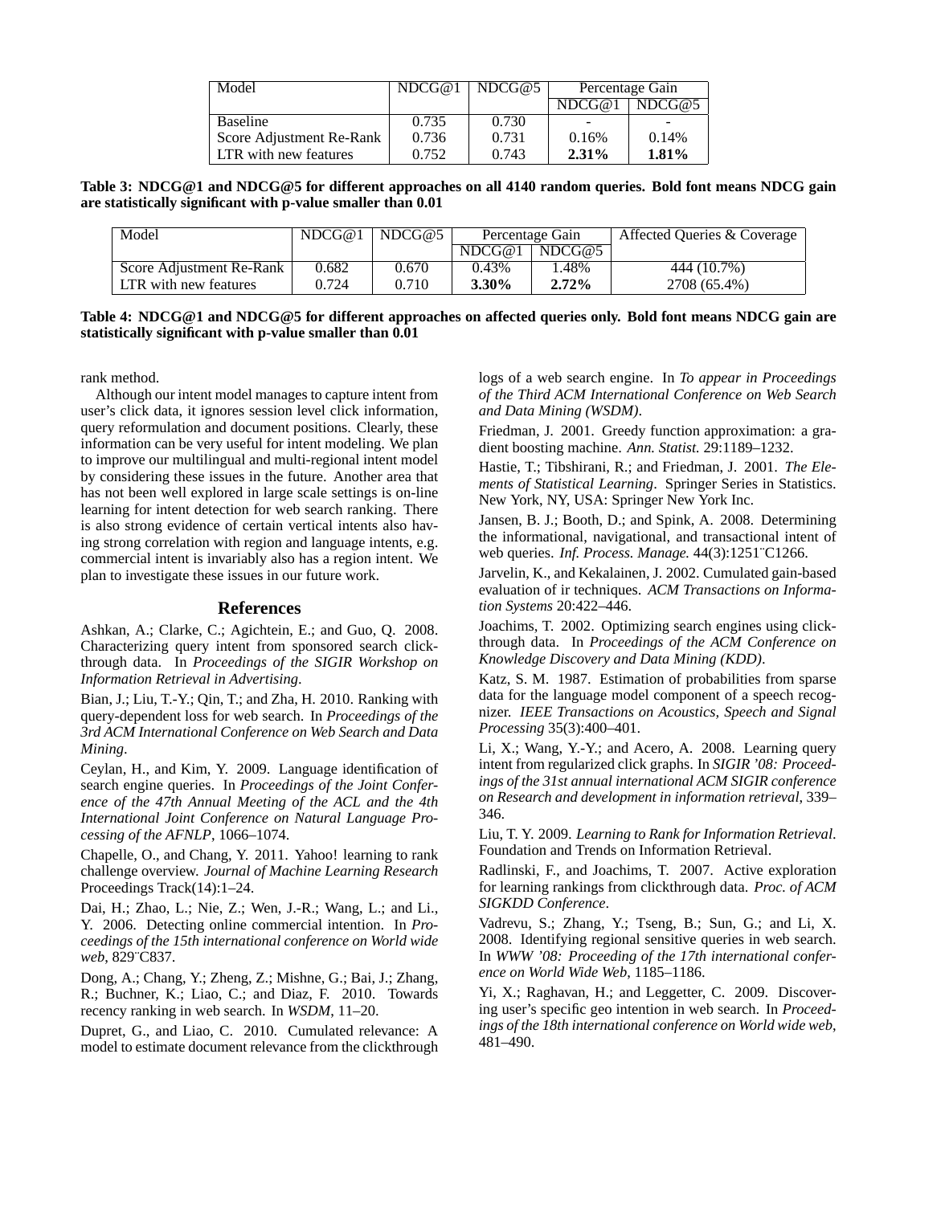| Model | NDCG@1 | NDCG@5 | Percentage Gain | |
|---|---|---|---|---|
| | | | NDCG@1 | NDCG@5 |
| Baseline | 0.735 | 0.730 | - | - |
| Score Adjustment Re-Rank | 0.736 | 0.731 | 0.16% | 0.14% |
| LTR with new features | 0.752 | 0.743 | **2.31%** | **1.81%** |

**Table 3: NDCG@1 and NDCG@5 for different approaches on all 4140 random queries. Bold font means NDCG gain are statistically significant with p-value smaller than 0.01**

| Model | NDCG@1 | NDCG@5 | Percentage Gain | | Affected Queries & Coverage |
|---|---|---|---|---|---|
| | | | NDCG@1 | NDCG@5 | |
| Score Adjustment Re-Rank | 0.682 | 0.670 | 0.43% | 1.48% | 444 (10.7%) |
| LTR with new features | 0.724 | 0.710 | **3.30%** | **2.72%** | 2708 (65.4%) |

**Table 4: NDCG@1 and NDCG@5 for different approaches on affected queries only. Bold font means NDCG gain are statistically significant with p-value smaller than 0.01**

rank method.

Although our intent model manages to capture intent from user's click data, it ignores session level click information, query reformulation and document positions. Clearly, these information can be very useful for intent modeling. We plan to improve our multilingual and multi-regional intent model by considering these issues in the future. Another area that has not been well explored in large scale settings is on-line learning for intent detection for web search ranking. There is also strong evidence of certain vertical intents also having strong correlation with region and language intents, e.g. commercial intent is invariably also has a region intent. We plan to investigate these issues in our future work.

## References

Ashkan, A.; Clarke, C.; Agichtein, E.; and Guo, Q. 2008. Characterizing query intent from sponsored search clickthrough data. In *Proceedings of the SIGIR Workshop on Information Retrieval in Advertising*.

Bian, J.; Liu, T.-Y.; Qin, T.; and Zha, H. 2010. Ranking with query-dependent loss for web search. In *Proceedings of the 3rd ACM International Conference on Web Search and Data Mining*.

Ceylan, H., and Kim, Y. 2009. Language identification of search engine queries. In *Proceedings of the Joint Conference of the 47th Annual Meeting of the ACL and the 4th International Joint Conference on Natural Language Processing of the AFNLP*, 1066–1074.

Chapelle, O., and Chang, Y. 2011. Yahoo! learning to rank challenge overview. *Journal of Machine Learning Research* Proceedings Track(14):1–24.

Dai, H.; Zhao, L.; Nie, Z.; Wen, J.-R.; Wang, L.; and Li., Y. 2006. Detecting online commercial intention. In *Proceedings of the 15th international conference on World wide web*, 829¨C837.

Dong, A.; Chang, Y.; Zheng, Z.; Mishne, G.; Bai, J.; Zhang, R.; Buchner, K.; Liao, C.; and Diaz, F. 2010. Towards recency ranking in web search. In *WSDM*, 11–20.

Dupret, G., and Liao, C. 2010. Cumulated relevance: A model to estimate document relevance from the clickthrough logs of a web search engine. In *To appear in Proceedings of the Third ACM International Conference on Web Search and Data Mining (WSDM)*.

Friedman, J. 2001. Greedy function approximation: a gradient boosting machine. *Ann. Statist.* 29:1189–1232.

Hastie, T.; Tibshirani, R.; and Friedman, J. 2001. *The Elements of Statistical Learning*. Springer Series in Statistics. New York, NY, USA: Springer New York Inc.

Jansen, B. J.; Booth, D.; and Spink, A. 2008. Determining the informational, navigational, and transactional intent of web queries. *Inf. Process. Manage.* 44(3):1251¨C1266.

Jarvelin, K., and Kekalainen, J. 2002. Cumulated gain-based evaluation of ir techniques. *ACM Transactions on Information Systems* 20:422–446.

Joachims, T. 2002. Optimizing search engines using clickthrough data. In *Proceedings of the ACM Conference on Knowledge Discovery and Data Mining (KDD)*.

Katz, S. M. 1987. Estimation of probabilities from sparse data for the language model component of a speech recognizer. *IEEE Transactions on Acoustics, Speech and Signal Processing* 35(3):400–401.

Li, X.; Wang, Y.-Y.; and Acero, A. 2008. Learning query intent from regularized click graphs. In *SIGIR '08: Proceedings of the 31st annual international ACM SIGIR conference on Research and development in information retrieval*, 339–346.

Liu, T. Y. 2009. *Learning to Rank for Information Retrieval*. Foundation and Trends on Information Retrieval.

Radlinski, F., and Joachims, T. 2007. Active exploration for learning rankings from clickthrough data. *Proc. of ACM SIGKDD Conference*.

Vadrevu, S.; Zhang, Y.; Tseng, B.; Sun, G.; and Li, X. 2008. Identifying regional sensitive queries in web search. In *WWW '08: Proceeding of the 17th international conference on World Wide Web*, 1185–1186.

Yi, X.; Raghavan, H.; and Leggetter, C. 2009. Discovering user's specific geo intention in web search. In *Proceedings of the 18th international conference on World wide web*, 481–490.